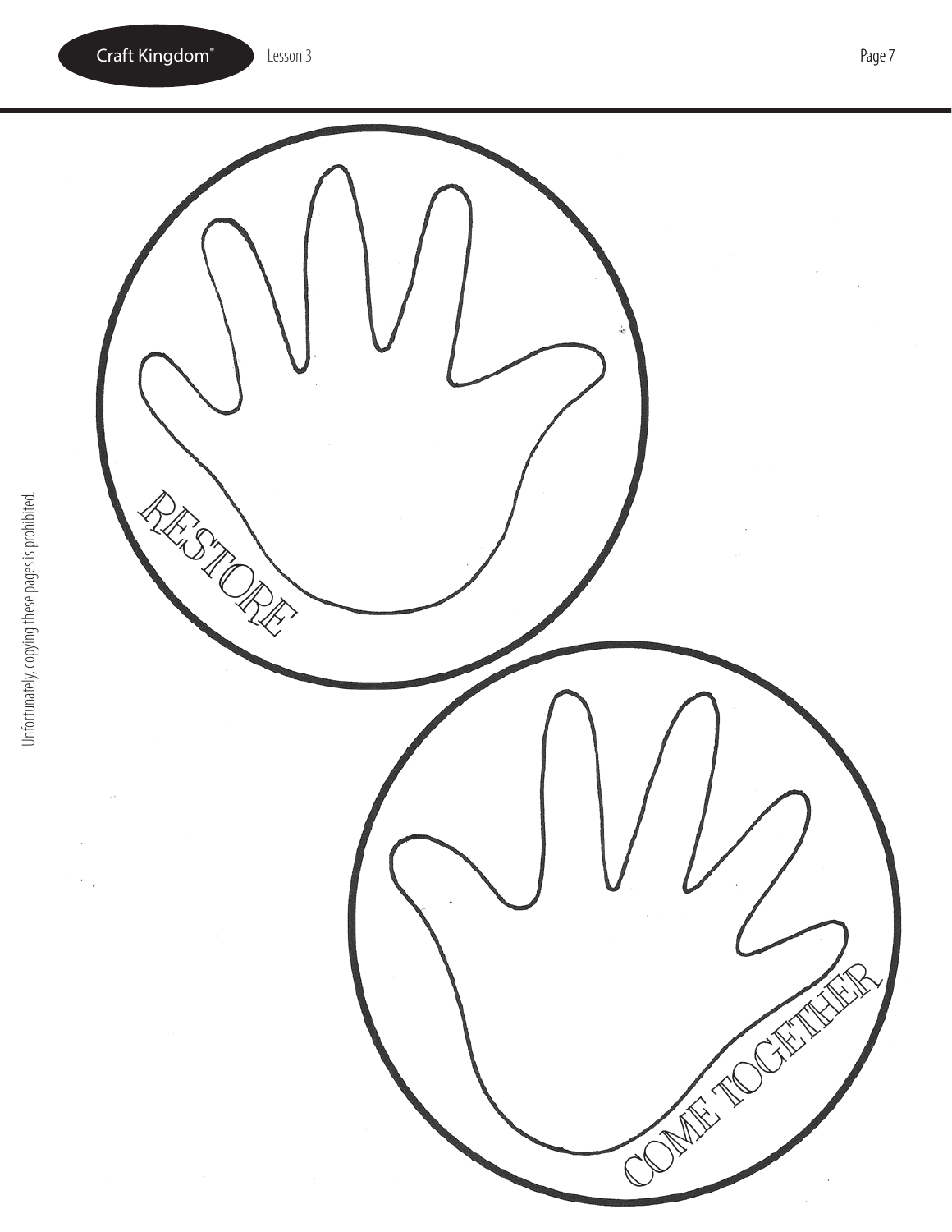RESTORE

COME TOGETHER

Unfortunately, copying these pages is prohibited.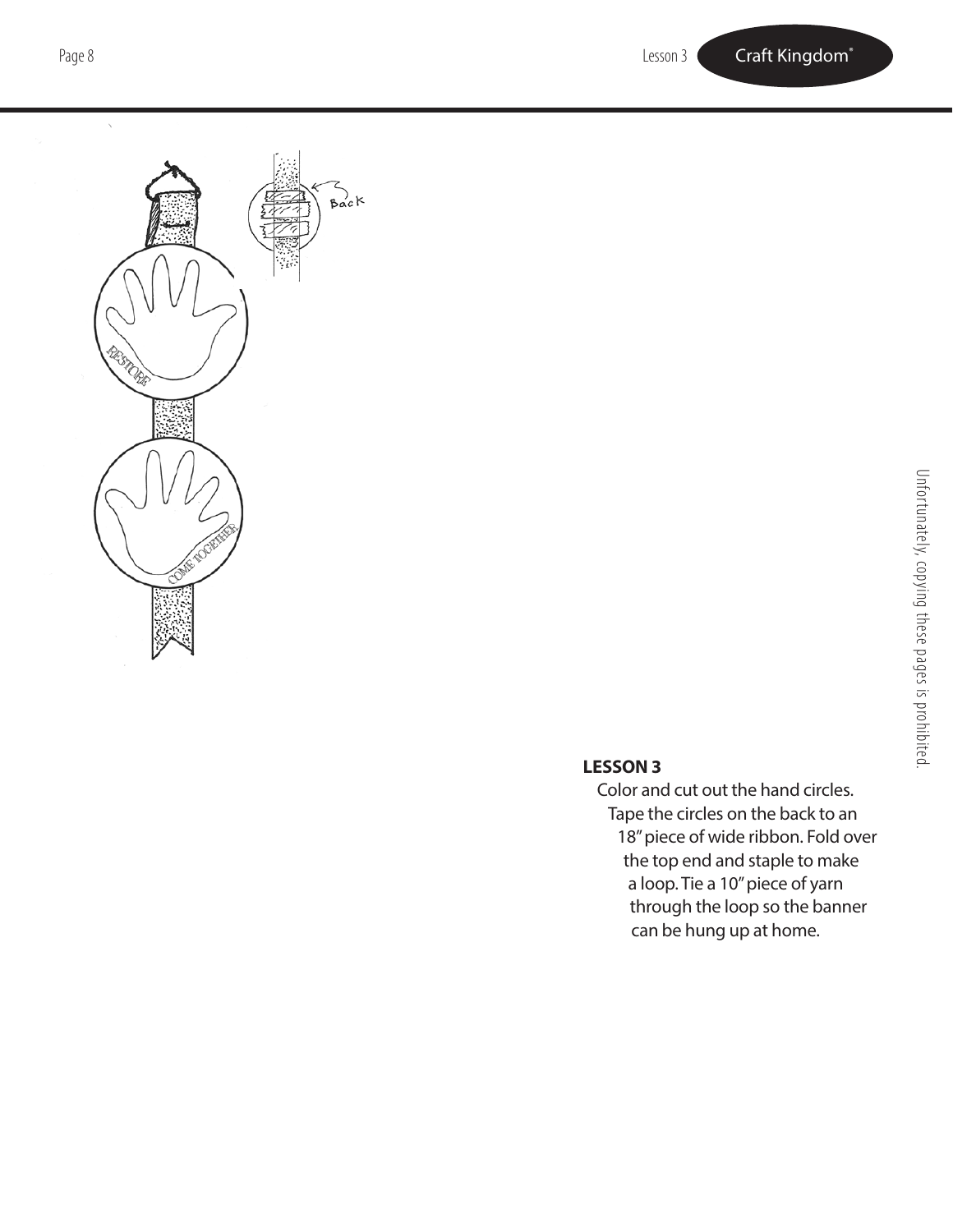## LESSON 3

Color and cut out the hand circles. Tape the circles on the back to an 18" piece of wide ribbon. Fold over the top end and staple to make a loop. Tie a 10" piece of yarn through the loop so the banner can be hung up at home.

Unfortunately, copying these pages is prohibited.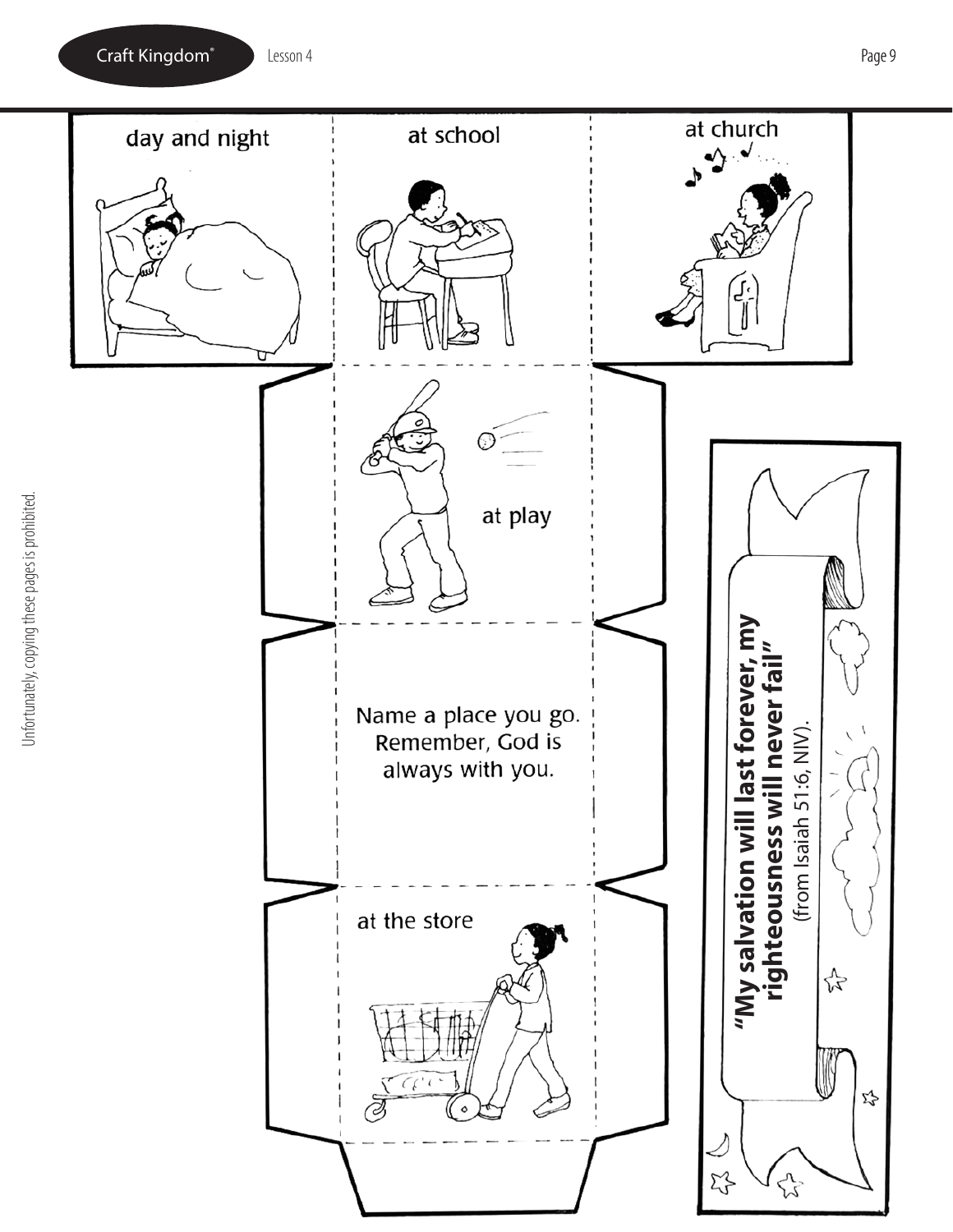day and night

at school

at church

at play

Name a place you go.
Remember, God is
always with you.

at the store

**"My salvation will last forever, my righteousness will never fail"**
(from Isaiah 51:6, NIV).

Unfortunately, copying these pages is prohibited.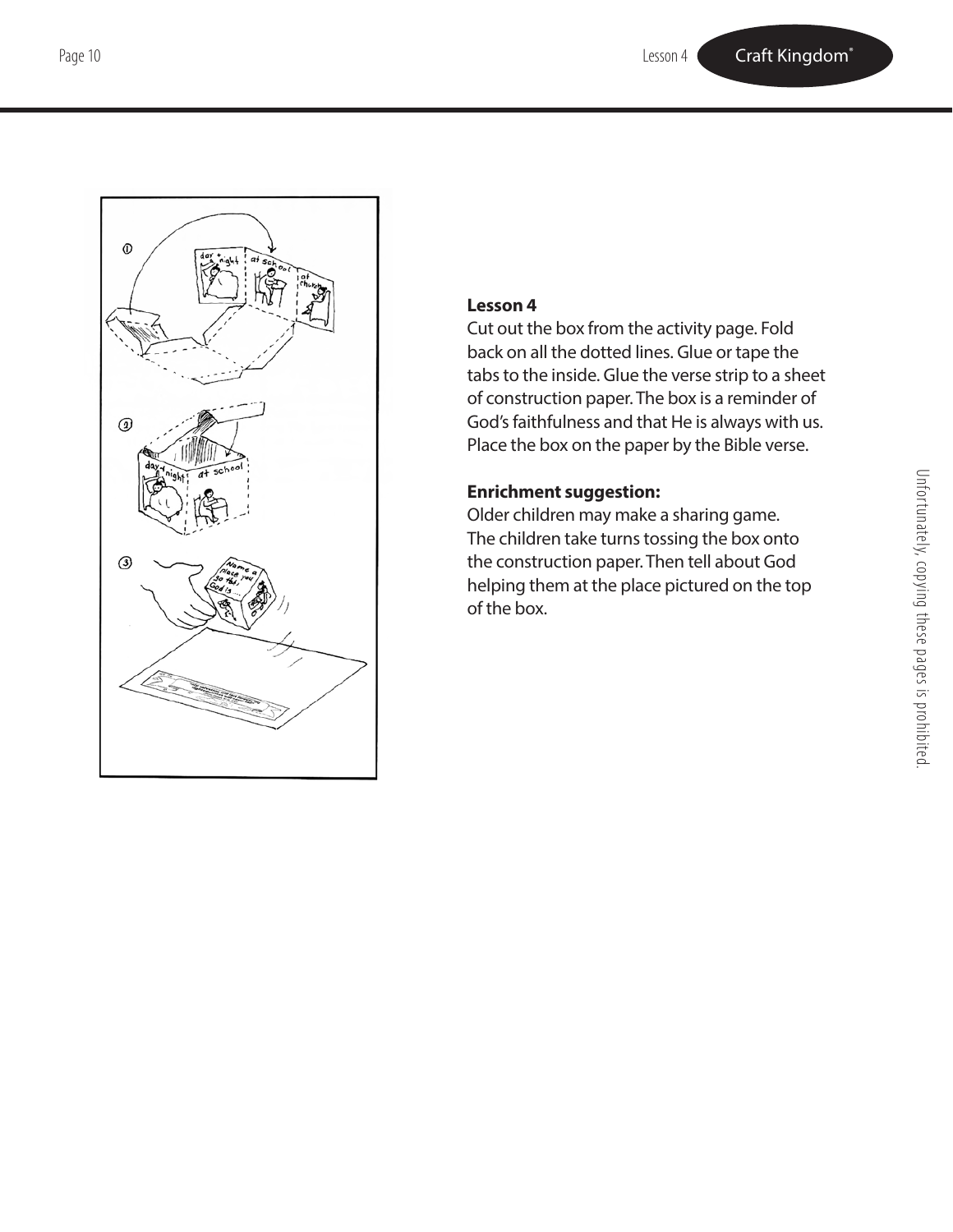**Lesson 4**

Cut out the box from the activity page. Fold back on all the dotted lines. Glue or tape the tabs to the inside. Glue the verse strip to a sheet of construction paper. The box is a reminder of God's faithfulness and that He is always with us. Place the box on the paper by the Bible verse.

**Enrichment suggestion:**

Older children may make a sharing game. The children take turns tossing the box onto the construction paper. Then tell about God helping them at the place pictured on the top of the box.

Unfortunately, copying these pages is prohibited.